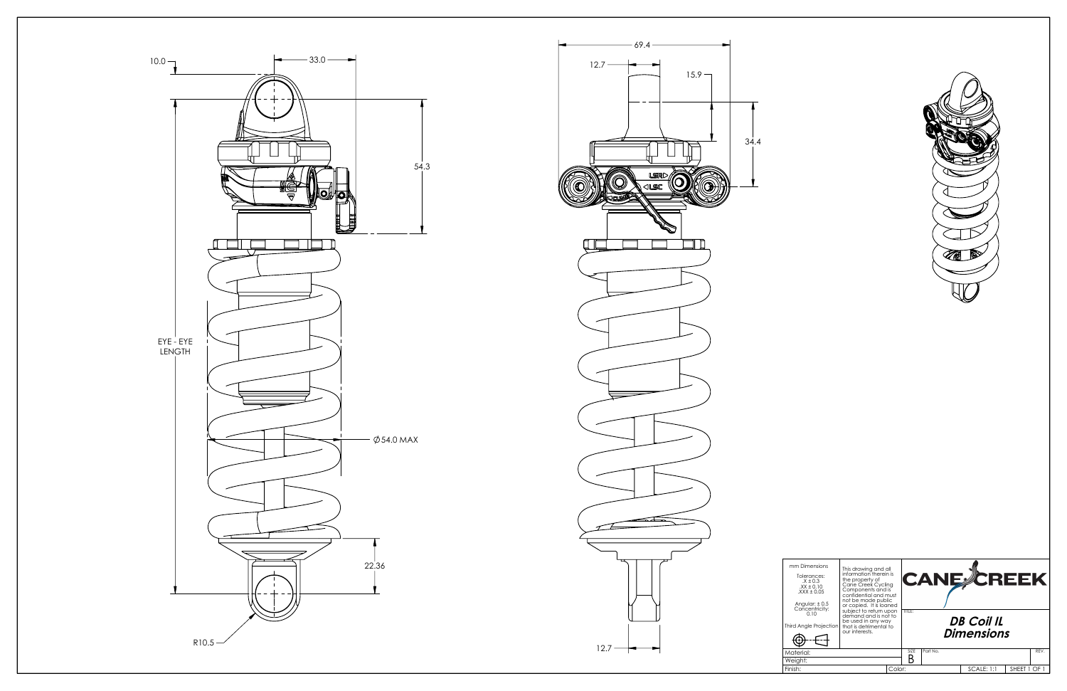10.0

33.0

54.3

EYE - EYE LENGTH

$\varnothing$54.0 MAX

22.36

R10.5

69.4

12.7

15.9

34.4

LSR

LSC

12.7

| mm Dimensions | This drawing and all information therein is the property of Cane Creek Cycling Components and is confidential and must not be made public or copied. It is loaned subject to return upon demand and is not to be used in any way that is detrimental to our interests. | CANE CREEK |
|---|---|---|
| Tolerances: .X ± 0.3 .XX ± 0.10 .XXX ± 0.05 | | TITLE: **DB Coil IL Dimensions** |
| Angular: ± 0.5 Concentricity: 0.10 | | |
| Third Angle Projection | | |
| Material: | | SIZE: B — Part No.: — REV: |
| Weight: | | |
| Finish: | Color: | SCALE: 1:1 — SHEET 1 OF 1 |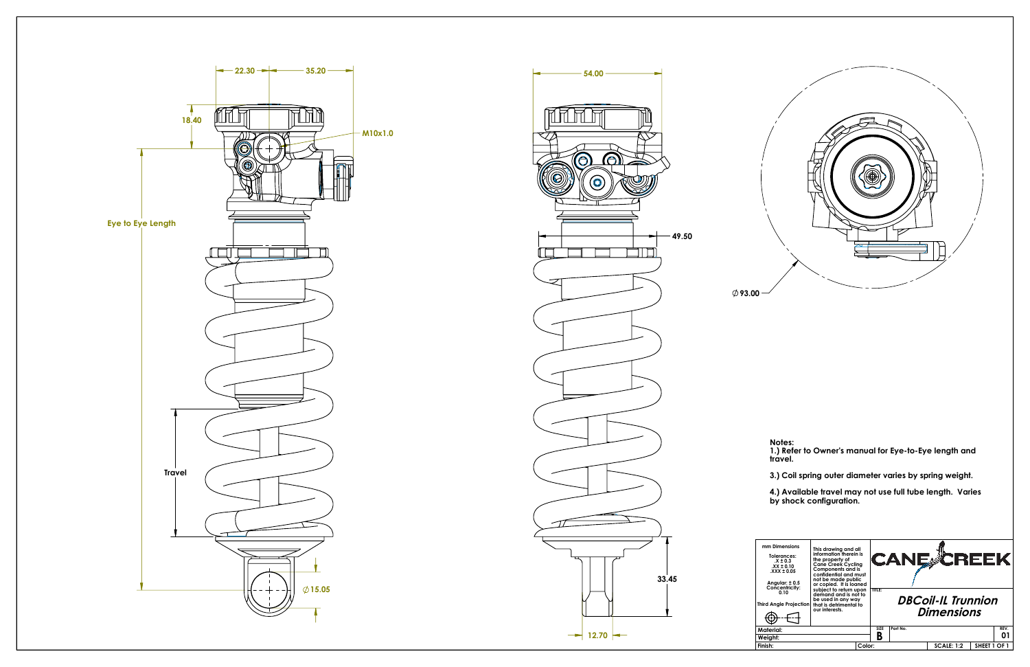22.30

35.20

18.40

M10x1.0

Eye to Eye Length

Travel

∅15.05

54.00

49.50

33.45

12.70

∅93.00

**Notes:**
**1.) Refer to Owner's manual for Eye-to-Eye length and travel.**

**3.) Coil spring outer diameter varies by spring weight.**

**4.) Available travel may not use full tube length. Varies by shock configuration.**

| | | | |
|---|---|---|---|
| mm Dimensions<br>Tolerances:<br>.X ± 0.3<br>.XX ± 0.10<br>.XXX ± 0.05<br>Angular: ± 0.5<br>Concentricity: 0.10<br>Third Angle Projection | This drawing and all information therein is the property of Cane Creek Cycling Components and is confidential and must not be made public or copied. It is loaned subject to return upon demand and is not to be used in any way that is detrimental to our interests. | CANE CREEK<br>TITLE: *DBCoil-IL Trunnion Dimensions* | |
| Material: | | SIZE: B | Part No. / REV. 01 |
| Weight: | | | |
| Finish: | Color: | SCALE: 1:2 | SHEET 1 OF 1 |